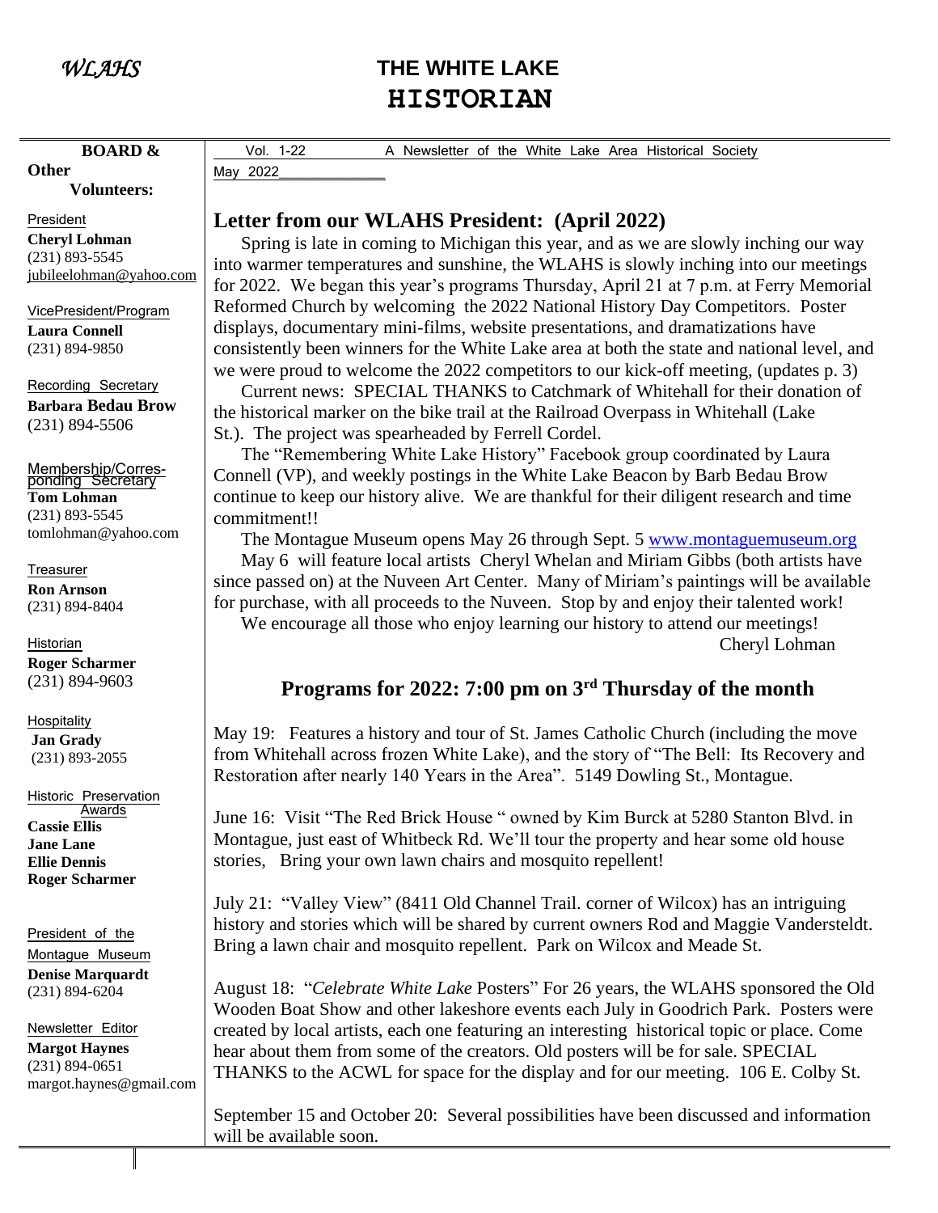*WLAHS*

# THE WHITE LAKE HISTORIAN

Vol. 1-22 A Newsletter of the White Lake Area Historical Society
May 2022

**BOARD & Other Volunteers:**

President
**Cheryl Lohman**
(231) 893-5545
jubileelohman@yahoo.com

VicePresident/Program
**Laura Connell**
(231) 894-9850

Recording Secretary
**Barbara Bedau Brow**
(231) 894-5506

Membership/Corresponding Secretary
**Tom Lohman**
(231) 893-5545
tomlohman@yahoo.com

Treasurer
**Ron Arnson**
(231) 894-8404

Historian
**Roger Scharmer**
(231) 894-9603

Hospitality
**Jan Grady**
(231) 893-2055

Historic Preservation Awards
**Cassie Ellis**
**Jane Lane**
**Ellie Dennis**
**Roger Scharmer**

President of the Montague Museum
**Denise Marquardt**
(231) 894-6204

Newsletter Editor
**Margot Haynes**
(231) 894-0651
margot.haynes@gmail.com

## Letter from our WLAHS President: (April 2022)

Spring is late in coming to Michigan this year, and as we are slowly inching our way into warmer temperatures and sunshine, the WLAHS is slowly inching into our meetings for 2022. We began this year's programs Thursday, April 21 at 7 p.m. at Ferry Memorial Reformed Church by welcoming the 2022 National History Day Competitors. Poster displays, documentary mini-films, website presentations, and dramatizations have consistently been winners for the White Lake area at both the state and national level, and we were proud to welcome the 2022 competitors to our kick-off meeting, (updates p. 3)

Current news: SPECIAL THANKS to Catchmark of Whitehall for their donation of the historical marker on the bike trail at the Railroad Overpass in Whitehall (Lake St.). The project was spearheaded by Ferrell Cordel.

The "Remembering White Lake History" Facebook group coordinated by Laura Connell (VP), and weekly postings in the White Lake Beacon by Barb Bedau Brow continue to keep our history alive. We are thankful for their diligent research and time commitment!!

The Montague Museum opens May 26 through Sept. 5 www.montaguemuseum.org

May 6 will feature local artists Cheryl Whelan and Miriam Gibbs (both artists have since passed on) at the Nuveen Art Center. Many of Miriam's paintings will be available for purchase, with all proceeds to the Nuveen. Stop by and enjoy their talented work!

We encourage all those who enjoy learning our history to attend our meetings!

Cheryl Lohman

## Programs for 2022: 7:00 pm on 3rd Thursday of the month

May 19: Features a history and tour of St. James Catholic Church (including the move from Whitehall across frozen White Lake), and the story of "The Bell: Its Recovery and Restoration after nearly 140 Years in the Area". 5149 Dowling St., Montague.

June 16: Visit "The Red Brick House " owned by Kim Burck at 5280 Stanton Blvd. in Montague, just east of Whitbeck Rd. We'll tour the property and hear some old house stories, Bring your own lawn chairs and mosquito repellent!

July 21: "Valley View" (8411 Old Channel Trail. corner of Wilcox) has an intriguing history and stories which will be shared by current owners Rod and Maggie Vandersteldt. Bring a lawn chair and mosquito repellent. Park on Wilcox and Meade St.

August 18: "*Celebrate White Lake* Posters" For 26 years, the WLAHS sponsored the Old Wooden Boat Show and other lakeshore events each July in Goodrich Park. Posters were created by local artists, each one featuring an interesting historical topic or place. Come hear about them from some of the creators. Old posters will be for sale. SPECIAL THANKS to the ACWL for space for the display and for our meeting. 106 E. Colby St.

September 15 and October 20: Several possibilities have been discussed and information will be available soon.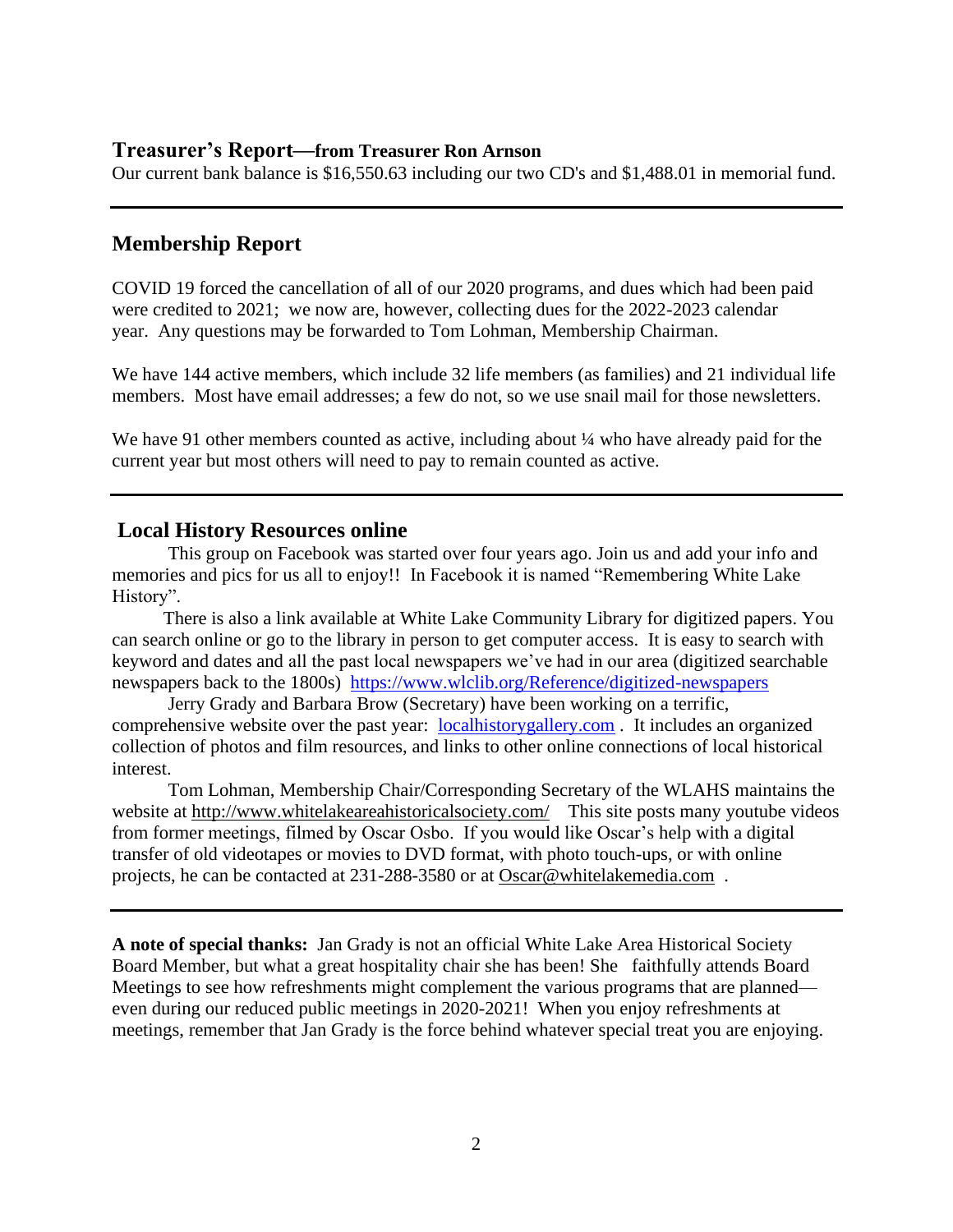## Treasurer's Report—from Treasurer Ron Arnson

Our current bank balance is $16,550.63 including our two CD's and $1,488.01 in memorial fund.

---

## Membership Report

COVID 19 forced the cancellation of all of our 2020 programs, and dues which had been paid were credited to 2021; we now are, however, collecting dues for the 2022-2023 calendar year. Any questions may be forwarded to Tom Lohman, Membership Chairman.

We have 144 active members, which include 32 life members (as families) and 21 individual life members. Most have email addresses; a few do not, so we use snail mail for those newsletters.

We have 91 other members counted as active, including about ¼ who have already paid for the current year but most others will need to pay to remain counted as active.

---

## Local History Resources online

This group on Facebook was started over four years ago. Join us and add your info and memories and pics for us all to enjoy!! In Facebook it is named "Remembering White Lake History".

There is also a link available at White Lake Community Library for digitized papers. You can search online or go to the library in person to get computer access. It is easy to search with keyword and dates and all the past local newspapers we've had in our area (digitized searchable newspapers back to the 1800s) https://www.wlclib.org/Reference/digitized-newspapers

Jerry Grady and Barbara Brow (Secretary) have been working on a terrific, comprehensive website over the past year: localhistorygallery.com . It includes an organized collection of photos and film resources, and links to other online connections of local historical interest.

Tom Lohman, Membership Chair/Corresponding Secretary of the WLAHS maintains the website at http://www.whitelakeareahistoricalsociety.com/ This site posts many youtube videos from former meetings, filmed by Oscar Osbo. If you would like Oscar's help with a digital transfer of old videotapes or movies to DVD format, with photo touch-ups, or with online projects, he can be contacted at 231-288-3580 or at Oscar@whitelakemedia.com .

---

**A note of special thanks:** Jan Grady is not an official White Lake Area Historical Society Board Member, but what a great hospitality chair she has been! She faithfully attends Board Meetings to see how refreshments might complement the various programs that are planned—even during our reduced public meetings in 2020-2021! When you enjoy refreshments at meetings, remember that Jan Grady is the force behind whatever special treat you are enjoying.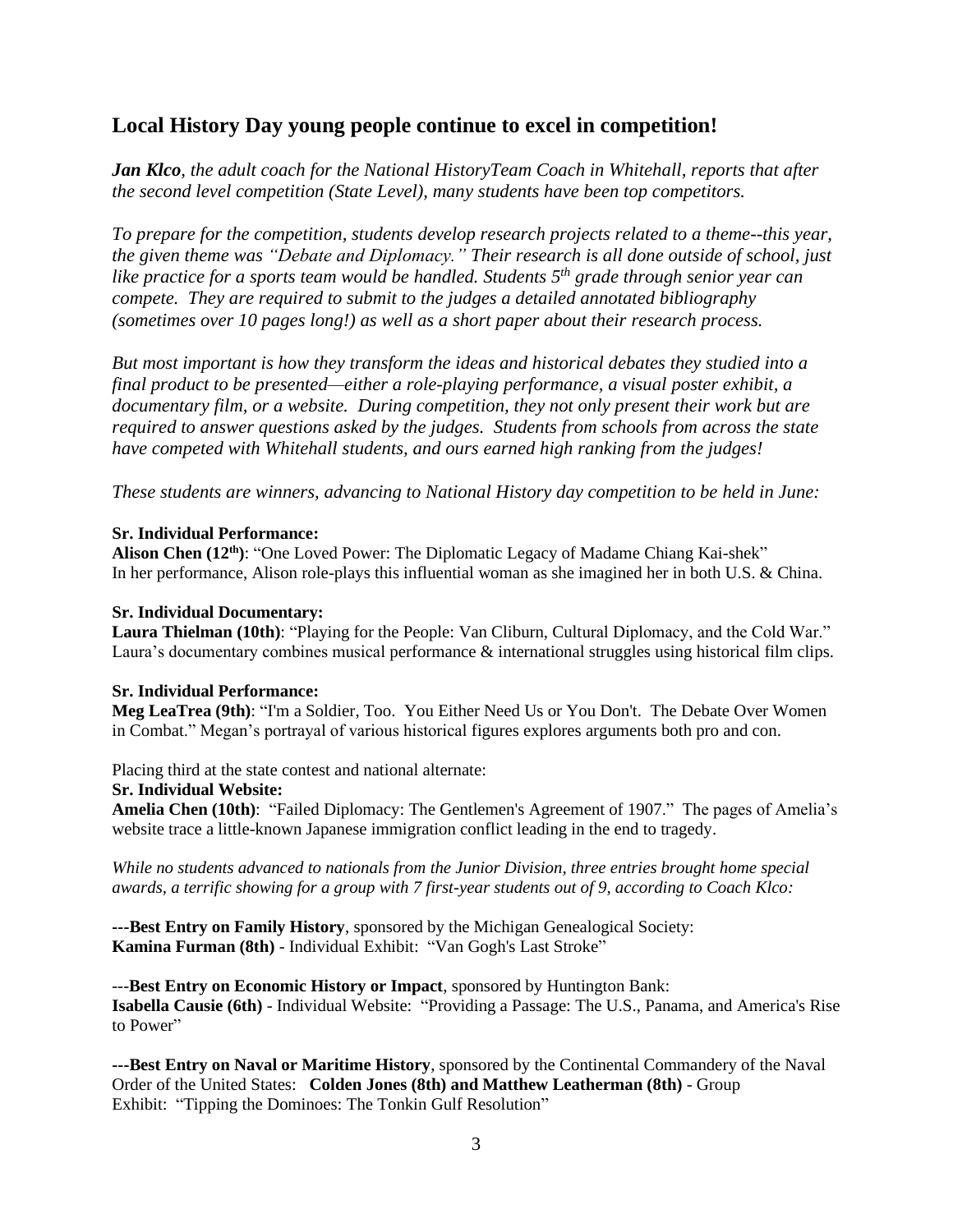## Local History Day young people continue to excel in competition!

***Jan Klco****, the adult coach for the National HistoryTeam Coach in Whitehall, reports that after the second level competition (State Level), many students have been top competitors.*

*To prepare for the competition, students develop research projects related to a theme--this year, the given theme was "Debate and Diplomacy." Their research is all done outside of school, just like practice for a sports team would be handled. Students 5th grade through senior year can compete. They are required to submit to the judges a detailed annotated bibliography (sometimes over 10 pages long!) as well as a short paper about their research process.*

*But most important is how they transform the ideas and historical debates they studied into a final product to be presented—either a role-playing performance, a visual poster exhibit, a documentary film, or a website. During competition, they not only present their work but are required to answer questions asked by the judges. Students from schools from across the state have competed with Whitehall students, and ours earned high ranking from the judges!*

*These students are winners, advancing to National History day competition to be held in June:*

**Sr. Individual Performance:**
**Alison Chen (12th)**: "One Loved Power: The Diplomatic Legacy of Madame Chiang Kai-shek" In her performance, Alison role-plays this influential woman as she imagined her in both U.S. & China.

**Sr. Individual Documentary:**
**Laura Thielman (10th)**: "Playing for the People: Van Cliburn, Cultural Diplomacy, and the Cold War." Laura's documentary combines musical performance & international struggles using historical film clips.

**Sr. Individual Performance:**
**Meg LeaTrea (9th)**: "I'm a Soldier, Too. You Either Need Us or You Don't. The Debate Over Women in Combat." Megan's portrayal of various historical figures explores arguments both pro and con.

Placing third at the state contest and national alternate:
**Sr. Individual Website:**
**Amelia Chen (10th)**: "Failed Diplomacy: The Gentlemen's Agreement of 1907." The pages of Amelia's website trace a little-known Japanese immigration conflict leading in the end to tragedy.

*While no students advanced to nationals from the Junior Division, three entries brought home special awards, a terrific showing for a group with 7 first-year students out of 9, according to Coach Klco:*

**---Best Entry on Family History**, sponsored by the Michigan Genealogical Society:
**Kamina Furman (8th)** - Individual Exhibit: "Van Gogh's Last Stroke"

---**Best Entry on Economic History or Impact**, sponsored by Huntington Bank:
**Isabella Causie (6th)** - Individual Website: "Providing a Passage: The U.S., Panama, and America's Rise to Power"

**---Best Entry on Naval or Maritime History**, sponsored by the Continental Commandery of the Naval Order of the United States: **Colden Jones (8th) and Matthew Leatherman (8th)** - Group Exhibit: "Tipping the Dominoes: The Tonkin Gulf Resolution"